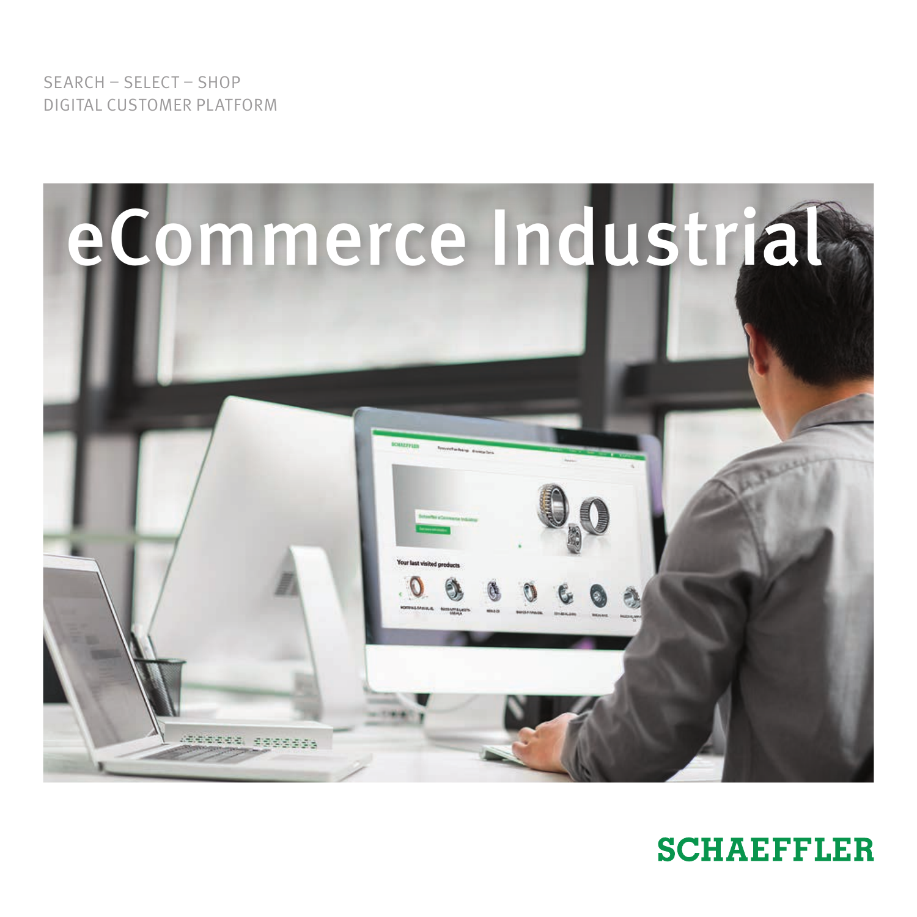SEARCH – SELECT – SHOP
DIGITAL CUSTOMER PLATFORM

# eCommerce Industrial

SCHAEFFLER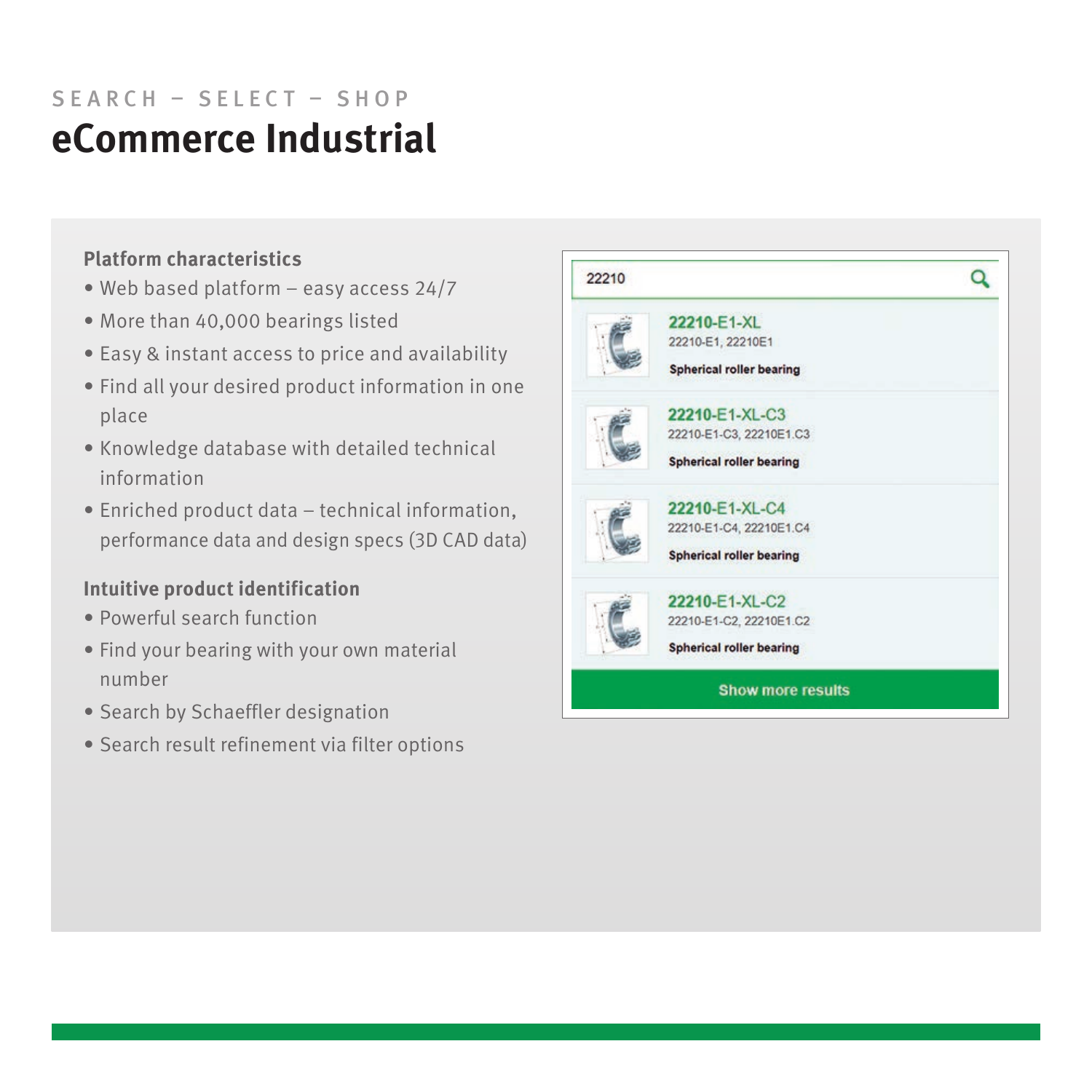SEARCH – SELECT – SHOP

# eCommerce Industrial

**Platform characteristics**

- Web based platform – easy access 24/7
- More than 40,000 bearings listed
- Easy & instant access to price and availability
- Find all your desired product information in one place
- Knowledge database with detailed technical information
- Enriched product data – technical information, performance data and design specs (3D CAD data)

**Intuitive product identification**

- Powerful search function
- Find your bearing with your own material number
- Search by Schaeffler designation
- Search result refinement via filter options

22210

**22210-E1-XL**
22210-E1, 22210E1
**Spherical roller bearing**

**22210-E1-XL-C3**
22210-E1-C3, 22210E1.C3
**Spherical roller bearing**

**22210-E1-XL-C4**
22210-E1-C4, 22210E1.C4
**Spherical roller bearing**

**22210-E1-XL-C2**
22210-E1-C2, 22210E1.C2
**Spherical roller bearing**

Show more results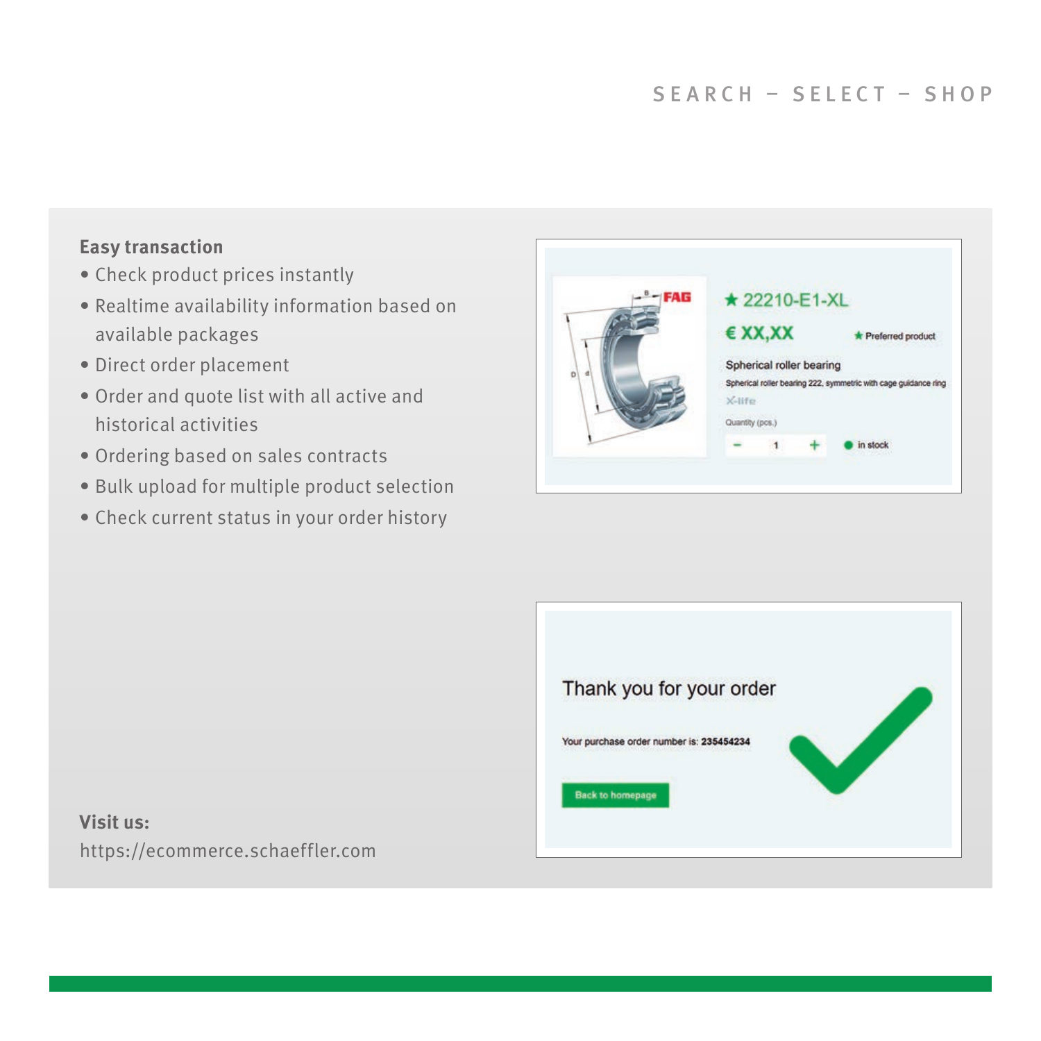**Easy transaction**

- Check product prices instantly
- Realtime availability information based on available packages
- Direct order placement
- Order and quote list with all active and historical activities
- Ordering based on sales contracts
- Bulk upload for multiple product selection
- Check current status in your order history

**Visit us:**
https://ecommerce.schaeffler.com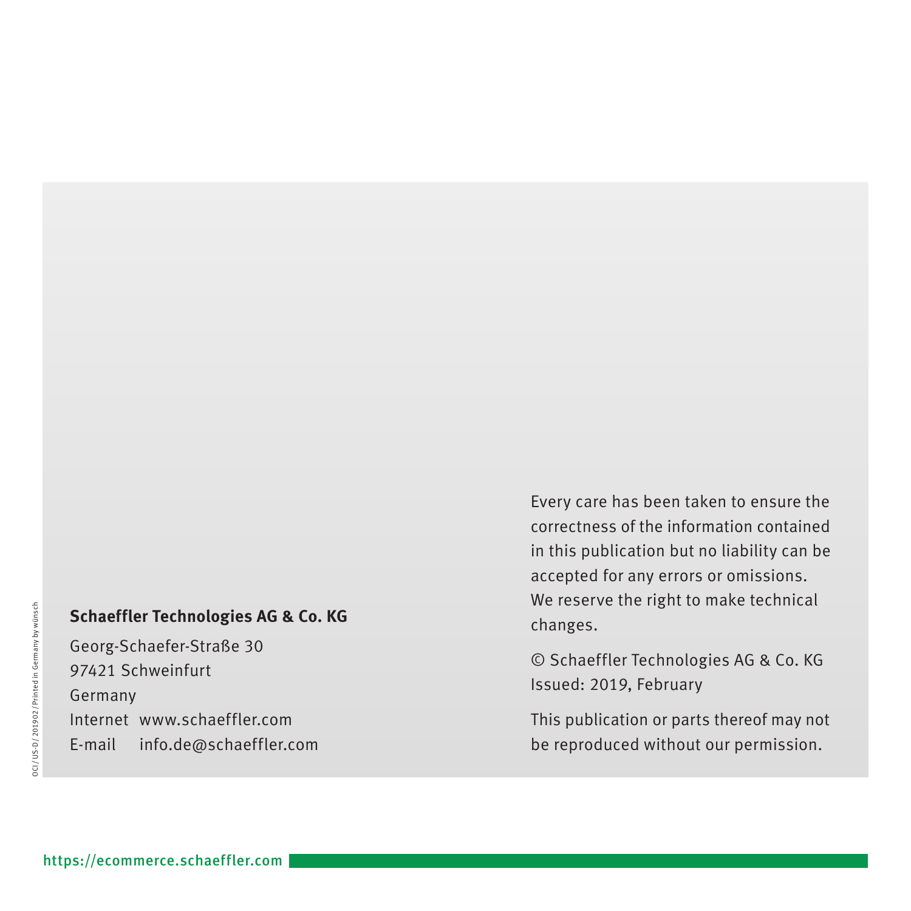**Schaeffler Technologies AG & Co. KG**

Georg-Schaefer-Straße 30
97421 Schweinfurt
Germany
Internet www.schaeffler.com
E-mail info.de@schaeffler.com

Every care has been taken to ensure the correctness of the information contained in this publication but no liability can be accepted for any errors or omissions. We reserve the right to make technical changes.

© Schaeffler Technologies AG & Co. KG
Issued: 2019, February

This publication or parts thereof may not be reproduced without our permission.

OCI / US-D / 201902 / Printed in Germany by wünsch

https://ecommerce.schaeffler.com